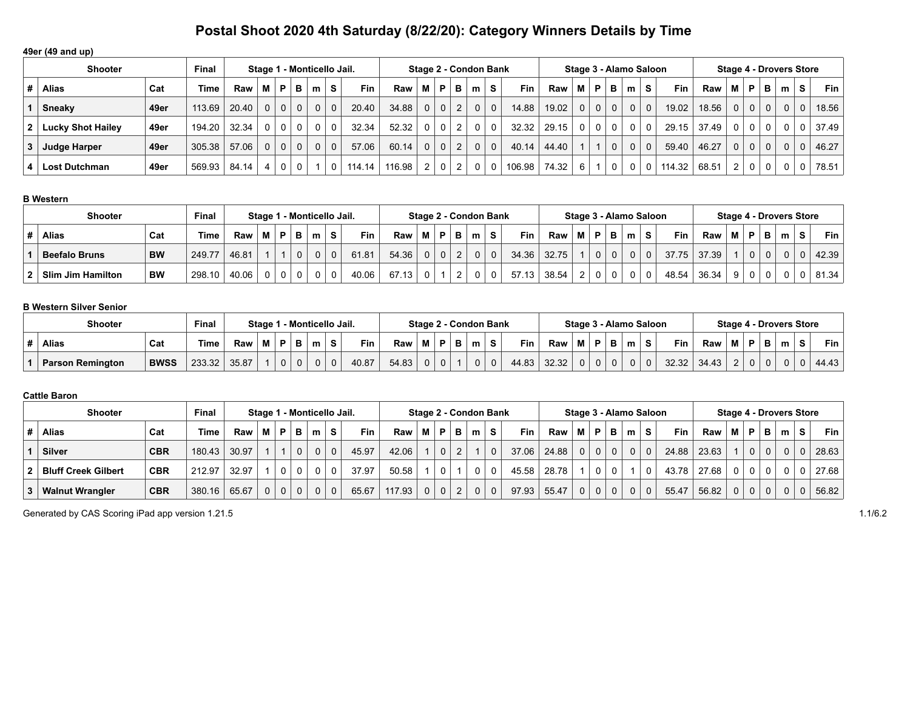# Postal Shoot 2020 4th Saturday (8/22/20): Category Winners Details by Time

**49er (49 and up)**

| Shooter | | | Final | Stage 1 - Monticello Jail. | | | | | | | Stage 2 - Condon Bank | | | | | | | Stage 3 - Alamo Saloon | | | | | | | Stage 4 - Drovers Store | | | | | | |
|---|---|---|---|---|---|---|---|---|---|---|---|---|---|---|---|---|---|---|---|---|---|---|---|---|---|---|---|---|---|---|---|
| # | Alias | Cat | Time | Raw | M | P | B | m | S | Fin | Raw | M | P | B | m | S | Fin | Raw | M | P | B | m | S | Fin | Raw | M | P | B | m | S | Fin |
| 1 | Sneaky | 49er | 113.69 | 20.40 | 0 | 0 | 0 | 0 | 0 | 20.40 | 34.88 | 0 | 0 | 2 | 0 | 0 | 14.88 | 19.02 | 0 | 0 | 0 | 0 | 0 | 19.02 | 18.56 | 0 | 0 | 0 | 0 | 0 | 18.56 |
| 2 | Lucky Shot Hailey | 49er | 194.20 | 32.34 | 0 | 0 | 0 | 0 | 0 | 32.34 | 52.32 | 0 | 0 | 2 | 0 | 0 | 32.32 | 29.15 | 0 | 0 | 0 | 0 | 0 | 29.15 | 37.49 | 0 | 0 | 0 | 0 | 0 | 37.49 |
| 3 | Judge Harper | 49er | 305.38 | 57.06 | 0 | 0 | 0 | 0 | 0 | 57.06 | 60.14 | 0 | 0 | 2 | 0 | 0 | 40.14 | 44.40 | 1 | 1 | 0 | 0 | 0 | 59.40 | 46.27 | 0 | 0 | 0 | 0 | 0 | 46.27 |
| 4 | Lost Dutchman | 49er | 569.93 | 84.14 | 4 | 0 | 0 | 1 | 0 | 114.14 | 116.98 | 2 | 0 | 2 | 0 | 0 | 106.98 | 74.32 | 6 | 1 | 0 | 0 | 0 | 114.32 | 68.51 | 2 | 0 | 0 | 0 | 0 | 78.51 |

**B Western**

| Shooter | | | Final | Stage 1 - Monticello Jail. | | | | | | | Stage 2 - Condon Bank | | | | | | | Stage 3 - Alamo Saloon | | | | | | | Stage 4 - Drovers Store | | | | | | |
|---|---|---|---|---|---|---|---|---|---|---|---|---|---|---|---|---|---|---|---|---|---|---|---|---|---|---|---|---|---|---|---|
| # | Alias | Cat | Time | Raw | M | P | B | m | S | Fin | Raw | M | P | B | m | S | Fin | Raw | M | P | B | m | S | Fin | Raw | M | P | B | m | S | Fin |
| 1 | Beefalo Bruns | BW | 249.77 | 46.81 | 1 | 1 | 0 | 0 | 0 | 61.81 | 54.36 | 0 | 0 | 2 | 0 | 0 | 34.36 | 32.75 | 1 | 0 | 0 | 0 | 0 | 37.75 | 37.39 | 1 | 0 | 0 | 0 | 0 | 42.39 |
| 2 | Slim Jim Hamilton | BW | 298.10 | 40.06 | 0 | 0 | 0 | 0 | 0 | 40.06 | 67.13 | 0 | 1 | 2 | 0 | 0 | 57.13 | 38.54 | 2 | 0 | 0 | 0 | 0 | 48.54 | 36.34 | 9 | 0 | 0 | 0 | 0 | 81.34 |

**B Western Silver Senior**

| Shooter | | | Final | Stage 1 - Monticello Jail. | | | | | | | Stage 2 - Condon Bank | | | | | | | Stage 3 - Alamo Saloon | | | | | | | Stage 4 - Drovers Store | | | | | | |
|---|---|---|---|---|---|---|---|---|---|---|---|---|---|---|---|---|---|---|---|---|---|---|---|---|---|---|---|---|---|---|---|
| # | Alias | Cat | Time | Raw | M | P | B | m | S | Fin | Raw | M | P | B | m | S | Fin | Raw | M | P | B | m | S | Fin | Raw | M | P | B | m | S | Fin |
| 1 | Parson Remington | BWSS | 233.32 | 35.87 | 1 | 0 | 0 | 0 | 0 | 40.87 | 54.83 | 0 | 0 | 1 | 0 | 0 | 44.83 | 32.32 | 0 | 0 | 0 | 0 | 0 | 32.32 | 34.43 | 2 | 0 | 0 | 0 | 0 | 44.43 |

**Cattle Baron**

| Shooter | | | Final | Stage 1 - Monticello Jail. | | | | | | | Stage 2 - Condon Bank | | | | | | | Stage 3 - Alamo Saloon | | | | | | | Stage 4 - Drovers Store | | | | | | |
|---|---|---|---|---|---|---|---|---|---|---|---|---|---|---|---|---|---|---|---|---|---|---|---|---|---|---|---|---|---|---|---|
| # | Alias | Cat | Time | Raw | M | P | B | m | S | Fin | Raw | M | P | B | m | S | Fin | Raw | M | P | B | m | S | Fin | Raw | M | P | B | m | S | Fin |
| 1 | Silver | CBR | 180.43 | 30.97 | 1 | 1 | 0 | 0 | 0 | 45.97 | 42.06 | 1 | 0 | 2 | 1 | 0 | 37.06 | 24.88 | 0 | 0 | 0 | 0 | 0 | 24.88 | 23.63 | 1 | 0 | 0 | 0 | 0 | 28.63 |
| 2 | Bluff Creek Gilbert | CBR | 212.97 | 32.97 | 1 | 0 | 0 | 0 | 0 | 37.97 | 50.58 | 1 | 0 | 1 | 0 | 0 | 45.58 | 28.78 | 1 | 0 | 0 | 1 | 0 | 43.78 | 27.68 | 0 | 0 | 0 | 0 | 0 | 27.68 |
| 3 | Walnut Wrangler | CBR | 380.16 | 65.67 | 0 | 0 | 0 | 0 | 0 | 65.67 | 117.93 | 0 | 0 | 2 | 0 | 0 | 97.93 | 55.47 | 0 | 0 | 0 | 0 | 0 | 55.47 | 56.82 | 0 | 0 | 0 | 0 | 0 | 56.82 |

Generated by CAS Scoring iPad app version 1.21.5

1.1/6.2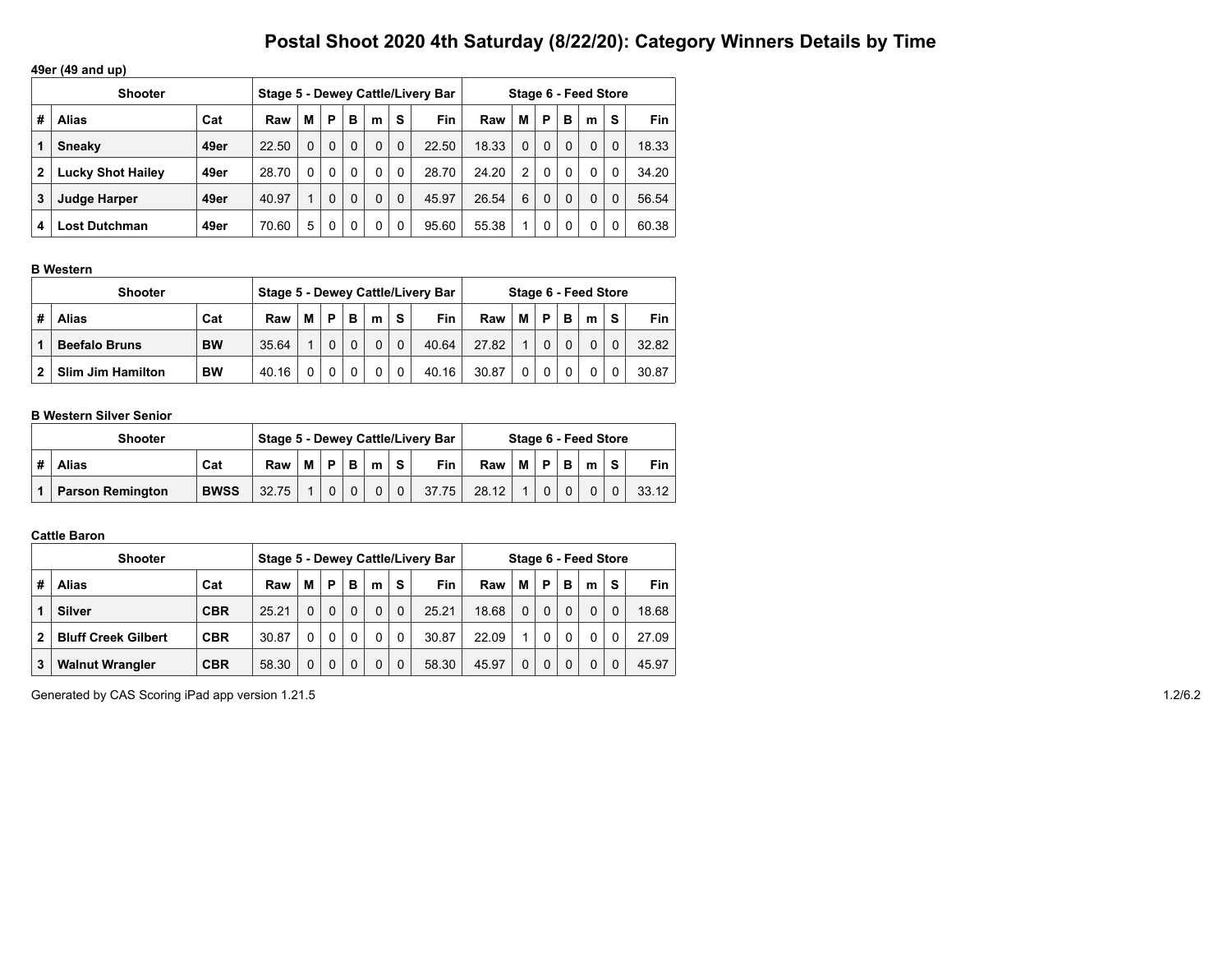# Postal Shoot 2020 4th Saturday (8/22/20): Category Winners Details by Time

**49er (49 and up)**

| Shooter | | | Stage 5 - Dewey Cattle/Livery Bar | | | | | | | Stage 6 - Feed Store | | | | | | |
|---|---|---|---|---|---|---|---|---|---|---|---|---|---|---|---|---|
| # | Alias | Cat | Raw | M | P | B | m | S | Fin | Raw | M | P | B | m | S | Fin |
| 1 | Sneaky | 49er | 22.50 | 0 | 0 | 0 | 0 | 0 | 22.50 | 18.33 | 0 | 0 | 0 | 0 | 0 | 18.33 |
| 2 | Lucky Shot Hailey | 49er | 28.70 | 0 | 0 | 0 | 0 | 0 | 28.70 | 24.20 | 2 | 0 | 0 | 0 | 0 | 34.20 |
| 3 | Judge Harper | 49er | 40.97 | 1 | 0 | 0 | 0 | 0 | 45.97 | 26.54 | 6 | 0 | 0 | 0 | 0 | 56.54 |
| 4 | Lost Dutchman | 49er | 70.60 | 5 | 0 | 0 | 0 | 0 | 95.60 | 55.38 | 1 | 0 | 0 | 0 | 0 | 60.38 |

**B Western**

| Shooter | | | Stage 5 - Dewey Cattle/Livery Bar | | | | | | | Stage 6 - Feed Store | | | | | | |
|---|---|---|---|---|---|---|---|---|---|---|---|---|---|---|---|---|
| # | Alias | Cat | Raw | M | P | B | m | S | Fin | Raw | M | P | B | m | S | Fin |
| 1 | Beefalo Bruns | BW | 35.64 | 1 | 0 | 0 | 0 | 0 | 40.64 | 27.82 | 1 | 0 | 0 | 0 | 0 | 32.82 |
| 2 | Slim Jim Hamilton | BW | 40.16 | 0 | 0 | 0 | 0 | 0 | 40.16 | 30.87 | 0 | 0 | 0 | 0 | 0 | 30.87 |

**B Western Silver Senior**

| Shooter | | | Stage 5 - Dewey Cattle/Livery Bar | | | | | | | Stage 6 - Feed Store | | | | | | |
|---|---|---|---|---|---|---|---|---|---|---|---|---|---|---|---|---|
| # | Alias | Cat | Raw | M | P | B | m | S | Fin | Raw | M | P | B | m | S | Fin |
| 1 | Parson Remington | BWSS | 32.75 | 1 | 0 | 0 | 0 | 0 | 37.75 | 28.12 | 1 | 0 | 0 | 0 | 0 | 33.12 |

**Cattle Baron**

| Shooter | | | Stage 5 - Dewey Cattle/Livery Bar | | | | | | | Stage 6 - Feed Store | | | | | | |
|---|---|---|---|---|---|---|---|---|---|---|---|---|---|---|---|---|
| # | Alias | Cat | Raw | M | P | B | m | S | Fin | Raw | M | P | B | m | S | Fin |
| 1 | Silver | CBR | 25.21 | 0 | 0 | 0 | 0 | 0 | 25.21 | 18.68 | 0 | 0 | 0 | 0 | 0 | 18.68 |
| 2 | Bluff Creek Gilbert | CBR | 30.87 | 0 | 0 | 0 | 0 | 0 | 30.87 | 22.09 | 1 | 0 | 0 | 0 | 0 | 27.09 |
| 3 | Walnut Wrangler | CBR | 58.30 | 0 | 0 | 0 | 0 | 0 | 58.30 | 45.97 | 0 | 0 | 0 | 0 | 0 | 45.97 |

Generated by CAS Scoring iPad app version 1.21.5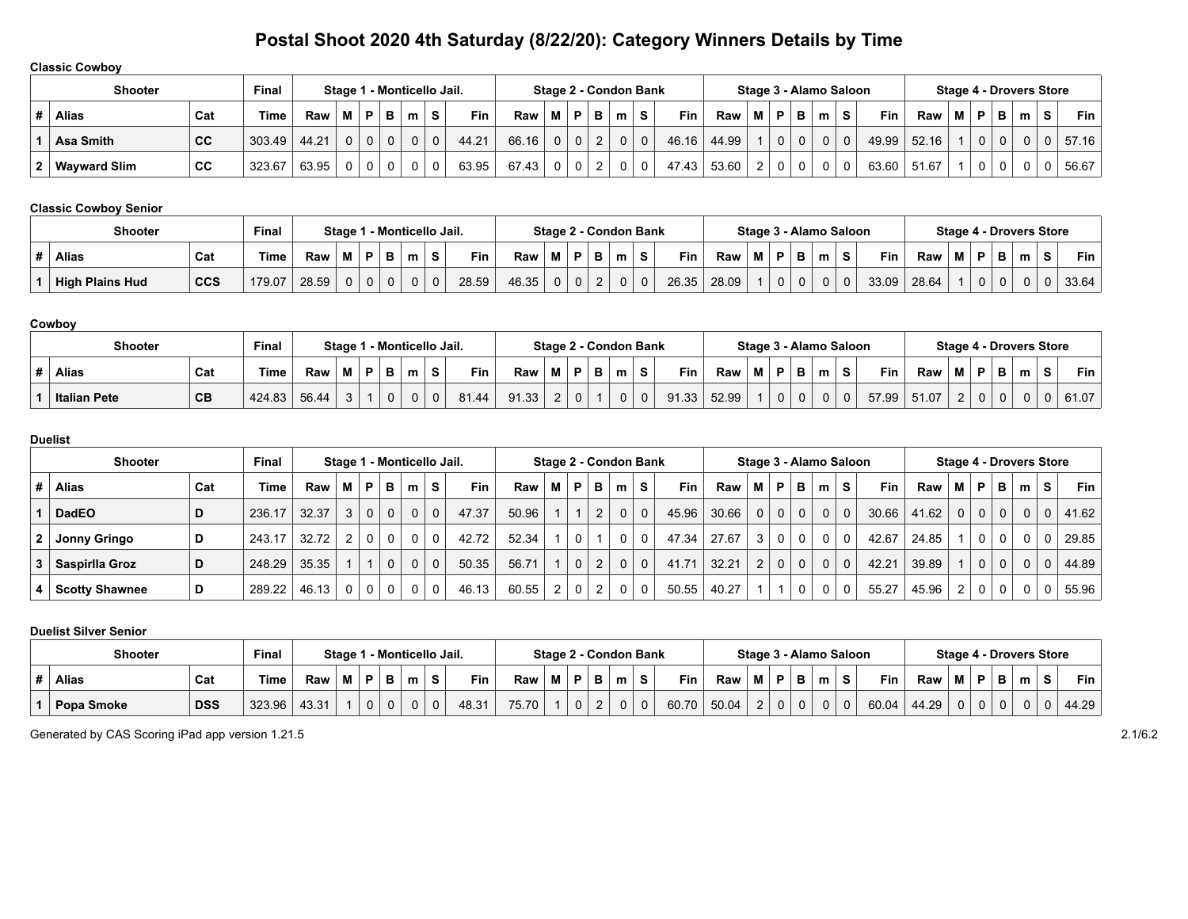# Postal Shoot 2020 4th Saturday (8/22/20): Category Winners Details by Time

**Classic Cowboy**

| Shooter | | | Final | Stage 1 - Monticello Jail. | | | | | | | Stage 2 - Condon Bank | | | | | | | Stage 3 - Alamo Saloon | | | | | | | Stage 4 - Drovers Store | | | | | | |
|---|---|---|---|---|---|---|---|---|---|---|---|---|---|---|---|---|---|---|---|---|---|---|---|---|---|---|---|---|---|---|---|
| # | Alias | Cat | Time | Raw | M | P | B | m | S | Fin | Raw | M | P | B | m | S | Fin | Raw | M | P | B | m | S | Fin | Raw | M | P | B | m | S | Fin |
| 1 | Asa Smith | CC | 303.49 | 44.21 | 0 | 0 | 0 | 0 | 0 | 44.21 | 66.16 | 0 | 0 | 2 | 0 | 0 | 46.16 | 44.99 | 1 | 0 | 0 | 0 | 0 | 49.99 | 52.16 | 1 | 0 | 0 | 0 | 0 | 57.16 |
| 2 | Wayward Slim | CC | 323.67 | 63.95 | 0 | 0 | 0 | 0 | 0 | 63.95 | 67.43 | 0 | 0 | 2 | 0 | 0 | 47.43 | 53.60 | 2 | 0 | 0 | 0 | 0 | 63.60 | 51.67 | 1 | 0 | 0 | 0 | 0 | 56.67 |

**Classic Cowboy Senior**

| Shooter | | | Final | Stage 1 - Monticello Jail. | | | | | | | Stage 2 - Condon Bank | | | | | | | Stage 3 - Alamo Saloon | | | | | | | Stage 4 - Drovers Store | | | | | | |
|---|---|---|---|---|---|---|---|---|---|---|---|---|---|---|---|---|---|---|---|---|---|---|---|---|---|---|---|---|---|---|---|
| # | Alias | Cat | Time | Raw | M | P | B | m | S | Fin | Raw | M | P | B | m | S | Fin | Raw | M | P | B | m | S | Fin | Raw | M | P | B | m | S | Fin |
| 1 | High Plains Hud | CCS | 179.07 | 28.59 | 0 | 0 | 0 | 0 | 0 | 28.59 | 46.35 | 0 | 0 | 2 | 0 | 0 | 26.35 | 28.09 | 1 | 0 | 0 | 0 | 0 | 33.09 | 28.64 | 1 | 0 | 0 | 0 | 0 | 33.64 |

**Cowboy**

| Shooter | | | Final | Stage 1 - Monticello Jail. | | | | | | | Stage 2 - Condon Bank | | | | | | | Stage 3 - Alamo Saloon | | | | | | | Stage 4 - Drovers Store | | | | | | |
|---|---|---|---|---|---|---|---|---|---|---|---|---|---|---|---|---|---|---|---|---|---|---|---|---|---|---|---|---|---|---|---|
| # | Alias | Cat | Time | Raw | M | P | B | m | S | Fin | Raw | M | P | B | m | S | Fin | Raw | M | P | B | m | S | Fin | Raw | M | P | B | m | S | Fin |
| 1 | Italian Pete | CB | 424.83 | 56.44 | 3 | 1 | 0 | 0 | 0 | 81.44 | 91.33 | 2 | 0 | 1 | 0 | 0 | 91.33 | 52.99 | 1 | 0 | 0 | 0 | 0 | 57.99 | 51.07 | 2 | 0 | 0 | 0 | 0 | 61.07 |

**Duelist**

| Shooter | | | Final | Stage 1 - Monticello Jail. | | | | | | | Stage 2 - Condon Bank | | | | | | | Stage 3 - Alamo Saloon | | | | | | | Stage 4 - Drovers Store | | | | | | |
|---|---|---|---|---|---|---|---|---|---|---|---|---|---|---|---|---|---|---|---|---|---|---|---|---|---|---|---|---|---|---|---|
| # | Alias | Cat | Time | Raw | M | P | B | m | S | Fin | Raw | M | P | B | m | S | Fin | Raw | M | P | B | m | S | Fin | Raw | M | P | B | m | S | Fin |
| 1 | DadEO | D | 236.17 | 32.37 | 3 | 0 | 0 | 0 | 0 | 47.37 | 50.96 | 1 | 1 | 2 | 0 | 0 | 45.96 | 30.66 | 0 | 0 | 0 | 0 | 0 | 30.66 | 41.62 | 0 | 0 | 0 | 0 | 0 | 41.62 |
| 2 | Jonny Gringo | D | 243.17 | 32.72 | 2 | 0 | 0 | 0 | 0 | 42.72 | 52.34 | 1 | 0 | 1 | 0 | 0 | 47.34 | 27.67 | 3 | 0 | 0 | 0 | 0 | 42.67 | 24.85 | 1 | 0 | 0 | 0 | 0 | 29.85 |
| 3 | Saspirlla Groz | D | 248.29 | 35.35 | 1 | 1 | 0 | 0 | 0 | 50.35 | 56.71 | 1 | 0 | 2 | 0 | 0 | 41.71 | 32.21 | 2 | 0 | 0 | 0 | 0 | 42.21 | 39.89 | 1 | 0 | 0 | 0 | 0 | 44.89 |
| 4 | Scotty Shawnee | D | 289.22 | 46.13 | 0 | 0 | 0 | 0 | 0 | 46.13 | 60.55 | 2 | 0 | 2 | 0 | 0 | 50.55 | 40.27 | 1 | 1 | 0 | 0 | 0 | 55.27 | 45.96 | 2 | 0 | 0 | 0 | 0 | 55.96 |

**Duelist Silver Senior**

| Shooter | | | Final | Stage 1 - Monticello Jail. | | | | | | | Stage 2 - Condon Bank | | | | | | | Stage 3 - Alamo Saloon | | | | | | | Stage 4 - Drovers Store | | | | | | |
|---|---|---|---|---|---|---|---|---|---|---|---|---|---|---|---|---|---|---|---|---|---|---|---|---|---|---|---|---|---|---|---|
| # | Alias | Cat | Time | Raw | M | P | B | m | S | Fin | Raw | M | P | B | m | S | Fin | Raw | M | P | B | m | S | Fin | Raw | M | P | B | m | S | Fin |
| 1 | Popa Smoke | DSS | 323.96 | 43.31 | 1 | 0 | 0 | 0 | 0 | 48.31 | 75.70 | 1 | 0 | 2 | 0 | 0 | 60.70 | 50.04 | 2 | 0 | 0 | 0 | 0 | 60.04 | 44.29 | 0 | 0 | 0 | 0 | 0 | 44.29 |

Generated by CAS Scoring iPad app version 1.21.5 2.1/6.2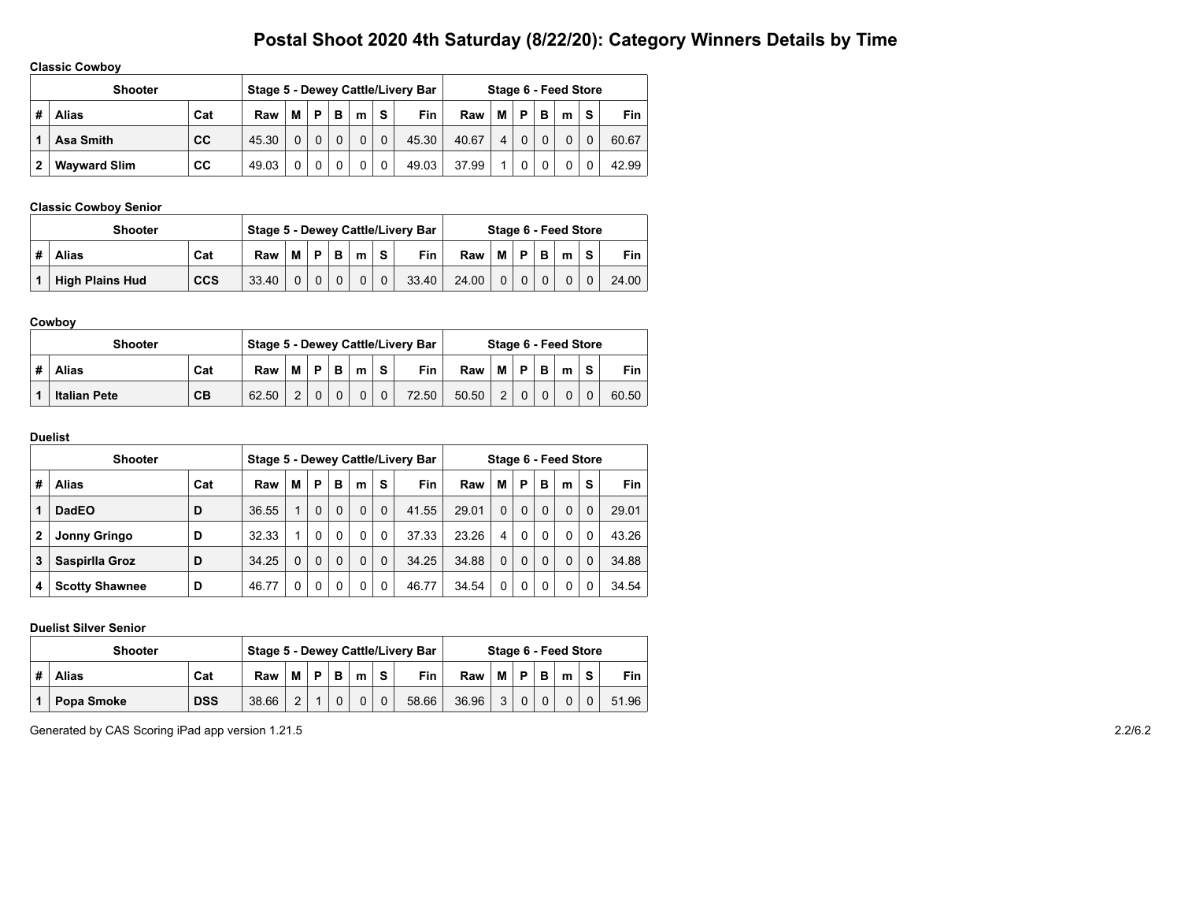# Postal Shoot 2020 4th Saturday (8/22/20): Category Winners Details by Time

### Classic Cowboy

| Shooter | | | Stage 5 - Dewey Cattle/Livery Bar | | | | | | | Stage 6 - Feed Store | | | | | | |
|---|---|---|---|---|---|---|---|---|---|---|---|---|---|---|---|---|
| # | Alias | Cat | Raw | M | P | B | m | S | Fin | Raw | M | P | B | m | S | Fin |
| 1 | Asa Smith | CC | 45.30 | 0 | 0 | 0 | 0 | 0 | 45.30 | 40.67 | 4 | 0 | 0 | 0 | 0 | 60.67 |
| 2 | Wayward Slim | CC | 49.03 | 0 | 0 | 0 | 0 | 0 | 49.03 | 37.99 | 1 | 0 | 0 | 0 | 0 | 42.99 |

### Classic Cowboy Senior

| Shooter | | | Stage 5 - Dewey Cattle/Livery Bar | | | | | | | Stage 6 - Feed Store | | | | | | |
|---|---|---|---|---|---|---|---|---|---|---|---|---|---|---|---|---|
| # | Alias | Cat | Raw | M | P | B | m | S | Fin | Raw | M | P | B | m | S | Fin |
| 1 | High Plains Hud | CCS | 33.40 | 0 | 0 | 0 | 0 | 0 | 33.40 | 24.00 | 0 | 0 | 0 | 0 | 0 | 24.00 |

### Cowboy

| Shooter | | | Stage 5 - Dewey Cattle/Livery Bar | | | | | | | Stage 6 - Feed Store | | | | | | |
|---|---|---|---|---|---|---|---|---|---|---|---|---|---|---|---|---|
| # | Alias | Cat | Raw | M | P | B | m | S | Fin | Raw | M | P | B | m | S | Fin |
| 1 | Italian Pete | CB | 62.50 | 2 | 0 | 0 | 0 | 0 | 72.50 | 50.50 | 2 | 0 | 0 | 0 | 0 | 60.50 |

### Duelist

| Shooter | | | Stage 5 - Dewey Cattle/Livery Bar | | | | | | | Stage 6 - Feed Store | | | | | | |
|---|---|---|---|---|---|---|---|---|---|---|---|---|---|---|---|---|
| # | Alias | Cat | Raw | M | P | B | m | S | Fin | Raw | M | P | B | m | S | Fin |
| 1 | DadEO | D | 36.55 | 1 | 0 | 0 | 0 | 0 | 41.55 | 29.01 | 0 | 0 | 0 | 0 | 0 | 29.01 |
| 2 | Jonny Gringo | D | 32.33 | 1 | 0 | 0 | 0 | 0 | 37.33 | 23.26 | 4 | 0 | 0 | 0 | 0 | 43.26 |
| 3 | Saspirlla Groz | D | 34.25 | 0 | 0 | 0 | 0 | 0 | 34.25 | 34.88 | 0 | 0 | 0 | 0 | 0 | 34.88 |
| 4 | Scotty Shawnee | D | 46.77 | 0 | 0 | 0 | 0 | 0 | 46.77 | 34.54 | 0 | 0 | 0 | 0 | 0 | 34.54 |

### Duelist Silver Senior

| Shooter | | | Stage 5 - Dewey Cattle/Livery Bar | | | | | | | Stage 6 - Feed Store | | | | | | |
|---|---|---|---|---|---|---|---|---|---|---|---|---|---|---|---|---|
| # | Alias | Cat | Raw | M | P | B | m | S | Fin | Raw | M | P | B | m | S | Fin |
| 1 | Popa Smoke | DSS | 38.66 | 2 | 1 | 0 | 0 | 0 | 58.66 | 36.96 | 3 | 0 | 0 | 0 | 0 | 51.96 |

Generated by CAS Scoring iPad app version 1.21.5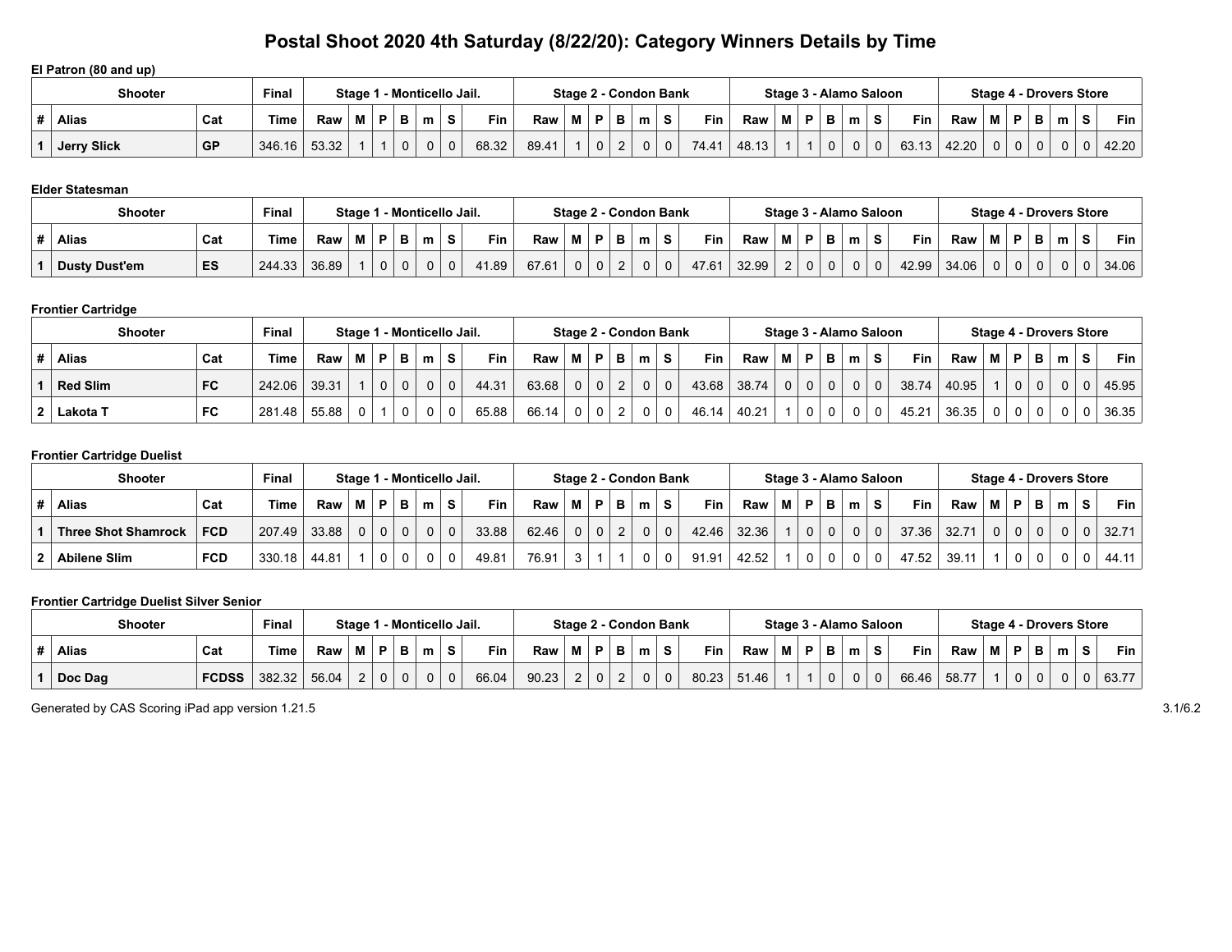# Postal Shoot 2020 4th Saturday (8/22/20): Category Winners Details by Time

**El Patron (80 and up)**

| Shooter | | | Final | Stage 1 - Monticello Jail. | | | | | | | Stage 2 - Condon Bank | | | | | | | Stage 3 - Alamo Saloon | | | | | | | Stage 4 - Drovers Store | | | | | | |
|---|---|---|---|---|---|---|---|---|---|---|---|---|---|---|---|---|---|---|---|---|---|---|---|---|---|---|---|---|---|---|---|
| # | Alias | Cat | Time | Raw | M | P | B | m | S | Fin | Raw | M | P | B | m | S | Fin | Raw | M | P | B | m | S | Fin | Raw | M | P | B | m | S | Fin |
| 1 | Jerry Slick | GP | 346.16 | 53.32 | 1 | 1 | 0 | 0 | 0 | 68.32 | 89.41 | 1 | 0 | 2 | 0 | 0 | 74.41 | 48.13 | 1 | 1 | 0 | 0 | 0 | 63.13 | 42.20 | 0 | 0 | 0 | 0 | 0 | 42.20 |

**Elder Statesman**

| Shooter | | | Final | Stage 1 - Monticello Jail. | | | | | | | Stage 2 - Condon Bank | | | | | | | Stage 3 - Alamo Saloon | | | | | | | Stage 4 - Drovers Store | | | | | | |
|---|---|---|---|---|---|---|---|---|---|---|---|---|---|---|---|---|---|---|---|---|---|---|---|---|---|---|---|---|---|---|---|
| # | Alias | Cat | Time | Raw | M | P | B | m | S | Fin | Raw | M | P | B | m | S | Fin | Raw | M | P | B | m | S | Fin | Raw | M | P | B | m | S | Fin |
| 1 | Dusty Dust'em | ES | 244.33 | 36.89 | 1 | 0 | 0 | 0 | 0 | 41.89 | 67.61 | 0 | 0 | 2 | 0 | 0 | 47.61 | 32.99 | 2 | 0 | 0 | 0 | 0 | 42.99 | 34.06 | 0 | 0 | 0 | 0 | 0 | 34.06 |

**Frontier Cartridge**

| Shooter | | | Final | Stage 1 - Monticello Jail. | | | | | | | Stage 2 - Condon Bank | | | | | | | Stage 3 - Alamo Saloon | | | | | | | Stage 4 - Drovers Store | | | | | | |
|---|---|---|---|---|---|---|---|---|---|---|---|---|---|---|---|---|---|---|---|---|---|---|---|---|---|---|---|---|---|---|---|
| # | Alias | Cat | Time | Raw | M | P | B | m | S | Fin | Raw | M | P | B | m | S | Fin | Raw | M | P | B | m | S | Fin | Raw | M | P | B | m | S | Fin |
| 1 | Red Slim | FC | 242.06 | 39.31 | 1 | 0 | 0 | 0 | 0 | 44.31 | 63.68 | 0 | 0 | 2 | 0 | 0 | 43.68 | 38.74 | 0 | 0 | 0 | 0 | 0 | 38.74 | 40.95 | 1 | 0 | 0 | 0 | 0 | 45.95 |
| 2 | Lakota T | FC | 281.48 | 55.88 | 0 | 1 | 0 | 0 | 0 | 65.88 | 66.14 | 0 | 0 | 2 | 0 | 0 | 46.14 | 40.21 | 1 | 0 | 0 | 0 | 0 | 45.21 | 36.35 | 0 | 0 | 0 | 0 | 0 | 36.35 |

**Frontier Cartridge Duelist**

| Shooter | | | Final | Stage 1 - Monticello Jail. | | | | | | | Stage 2 - Condon Bank | | | | | | | Stage 3 - Alamo Saloon | | | | | | | Stage 4 - Drovers Store | | | | | | |
|---|---|---|---|---|---|---|---|---|---|---|---|---|---|---|---|---|---|---|---|---|---|---|---|---|---|---|---|---|---|---|---|
| # | Alias | Cat | Time | Raw | M | P | B | m | S | Fin | Raw | M | P | B | m | S | Fin | Raw | M | P | B | m | S | Fin | Raw | M | P | B | m | S | Fin |
| 1 | Three Shot Shamrock | FCD | 207.49 | 33.88 | 0 | 0 | 0 | 0 | 0 | 33.88 | 62.46 | 0 | 0 | 2 | 0 | 0 | 42.46 | 32.36 | 1 | 0 | 0 | 0 | 0 | 37.36 | 32.71 | 0 | 0 | 0 | 0 | 0 | 32.71 |
| 2 | Abilene Slim | FCD | 330.18 | 44.81 | 1 | 0 | 0 | 0 | 0 | 49.81 | 76.91 | 3 | 1 | 1 | 0 | 0 | 91.91 | 42.52 | 1 | 0 | 0 | 0 | 0 | 47.52 | 39.11 | 1 | 0 | 0 | 0 | 0 | 44.11 |

**Frontier Cartridge Duelist Silver Senior**

| Shooter | | | Final | Stage 1 - Monticello Jail. | | | | | | | Stage 2 - Condon Bank | | | | | | | Stage 3 - Alamo Saloon | | | | | | | Stage 4 - Drovers Store | | | | | | |
|---|---|---|---|---|---|---|---|---|---|---|---|---|---|---|---|---|---|---|---|---|---|---|---|---|---|---|---|---|---|---|---|
| # | Alias | Cat | Time | Raw | M | P | B | m | S | Fin | Raw | M | P | B | m | S | Fin | Raw | M | P | B | m | S | Fin | Raw | M | P | B | m | S | Fin |
| 1 | Doc Dag | FCDSS | 382.32 | 56.04 | 2 | 0 | 0 | 0 | 0 | 66.04 | 90.23 | 2 | 0 | 2 | 0 | 0 | 80.23 | 51.46 | 1 | 1 | 0 | 0 | 0 | 66.46 | 58.77 | 1 | 0 | 0 | 0 | 0 | 63.77 |

Generated by CAS Scoring iPad app version 1.21.5 3.1/6.2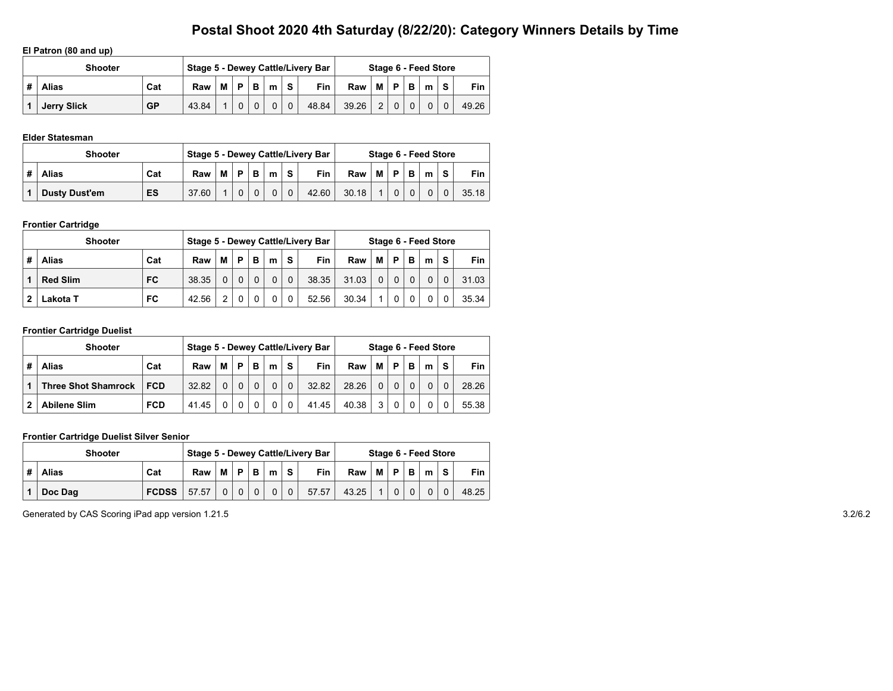# Postal Shoot 2020 4th Saturday (8/22/20): Category Winners Details by Time

**El Patron (80 and up)**

| Shooter | | | Stage 5 - Dewey Cattle/Livery Bar | | | | | | | Stage 6 - Feed Store | | | | | | |
|---|---|---|---|---|---|---|---|---|---|---|---|---|---|---|---|---|
| # | Alias | Cat | Raw | M | P | B | m | S | Fin | Raw | M | P | B | m | S | Fin |
| 1 | Jerry Slick | GP | 43.84 | 1 | 0 | 0 | 0 | 0 | 48.84 | 39.26 | 2 | 0 | 0 | 0 | 0 | 49.26 |

**Elder Statesman**

| Shooter | | | Stage 5 - Dewey Cattle/Livery Bar | | | | | | | Stage 6 - Feed Store | | | | | | |
|---|---|---|---|---|---|---|---|---|---|---|---|---|---|---|---|---|
| # | Alias | Cat | Raw | M | P | B | m | S | Fin | Raw | M | P | B | m | S | Fin |
| 1 | Dusty Dust'em | ES | 37.60 | 1 | 0 | 0 | 0 | 0 | 42.60 | 30.18 | 1 | 0 | 0 | 0 | 0 | 35.18 |

**Frontier Cartridge**

| Shooter | | | Stage 5 - Dewey Cattle/Livery Bar | | | | | | | Stage 6 - Feed Store | | | | | | |
|---|---|---|---|---|---|---|---|---|---|---|---|---|---|---|---|---|
| # | Alias | Cat | Raw | M | P | B | m | S | Fin | Raw | M | P | B | m | S | Fin |
| 1 | Red Slim | FC | 38.35 | 0 | 0 | 0 | 0 | 0 | 38.35 | 31.03 | 0 | 0 | 0 | 0 | 0 | 31.03 |
| 2 | Lakota T | FC | 42.56 | 2 | 0 | 0 | 0 | 0 | 52.56 | 30.34 | 1 | 0 | 0 | 0 | 0 | 35.34 |

**Frontier Cartridge Duelist**

| Shooter | | | Stage 5 - Dewey Cattle/Livery Bar | | | | | | | Stage 6 - Feed Store | | | | | | |
|---|---|---|---|---|---|---|---|---|---|---|---|---|---|---|---|---|
| # | Alias | Cat | Raw | M | P | B | m | S | Fin | Raw | M | P | B | m | S | Fin |
| 1 | Three Shot Shamrock | FCD | 32.82 | 0 | 0 | 0 | 0 | 0 | 32.82 | 28.26 | 0 | 0 | 0 | 0 | 0 | 28.26 |
| 2 | Abilene Slim | FCD | 41.45 | 0 | 0 | 0 | 0 | 0 | 41.45 | 40.38 | 3 | 0 | 0 | 0 | 0 | 55.38 |

**Frontier Cartridge Duelist Silver Senior**

| Shooter | | | Stage 5 - Dewey Cattle/Livery Bar | | | | | | | Stage 6 - Feed Store | | | | | | |
|---|---|---|---|---|---|---|---|---|---|---|---|---|---|---|---|---|
| # | Alias | Cat | Raw | M | P | B | m | S | Fin | Raw | M | P | B | m | S | Fin |
| 1 | Doc Dag | FCDSS | 57.57 | 0 | 0 | 0 | 0 | 0 | 57.57 | 43.25 | 1 | 0 | 0 | 0 | 0 | 48.25 |

Generated by CAS Scoring iPad app version 1.21.5

3.2/6.2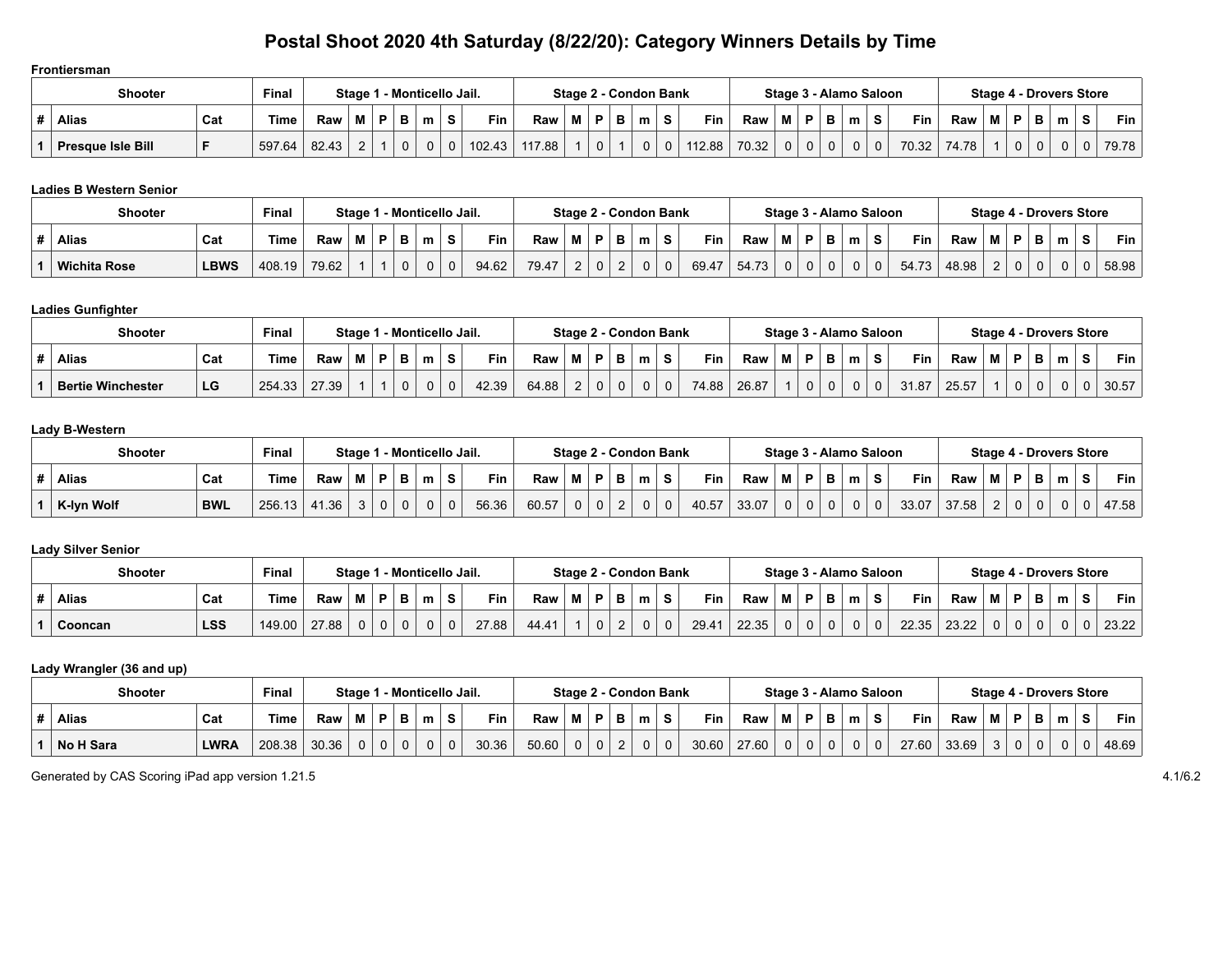# Postal Shoot 2020 4th Saturday (8/22/20): Category Winners Details by Time

**Frontiersman**

| Shooter | | | Final | Stage 1 - Monticello Jail. | | | | | | | Stage 2 - Condon Bank | | | | | | | Stage 3 - Alamo Saloon | | | | | | | Stage 4 - Drovers Store | | | | | | |
|---|---|---|---|---|---|---|---|---|---|---|---|---|---|---|---|---|---|---|---|---|---|---|---|---|---|---|---|---|---|---|---|
| # | Alias | Cat | Time | Raw | M | P | B | m | S | Fin | Raw | M | P | B | m | S | Fin | Raw | M | P | B | m | S | Fin | Raw | M | P | B | m | S | Fin |
| 1 | Presque Isle Bill | F | 597.64 | 82.43 | 2 | 1 | 0 | 0 | 0 | 102.43 | 117.88 | 1 | 0 | 1 | 0 | 0 | 112.88 | 70.32 | 0 | 0 | 0 | 0 | 0 | 70.32 | 74.78 | 1 | 0 | 0 | 0 | 0 | 79.78 |

**Ladies B Western Senior**

| Shooter | | | Final | Stage 1 - Monticello Jail. | | | | | | | Stage 2 - Condon Bank | | | | | | | Stage 3 - Alamo Saloon | | | | | | | Stage 4 - Drovers Store | | | | | | |
|---|---|---|---|---|---|---|---|---|---|---|---|---|---|---|---|---|---|---|---|---|---|---|---|---|---|---|---|---|---|---|---|
| # | Alias | Cat | Time | Raw | M | P | B | m | S | Fin | Raw | M | P | B | m | S | Fin | Raw | M | P | B | m | S | Fin | Raw | M | P | B | m | S | Fin |
| 1 | Wichita Rose | LBWS | 408.19 | 79.62 | 1 | 1 | 0 | 0 | 0 | 94.62 | 79.47 | 2 | 0 | 2 | 0 | 0 | 69.47 | 54.73 | 0 | 0 | 0 | 0 | 0 | 54.73 | 48.98 | 2 | 0 | 0 | 0 | 0 | 58.98 |

**Ladies Gunfighter**

| Shooter | | | Final | Stage 1 - Monticello Jail. | | | | | | | Stage 2 - Condon Bank | | | | | | | Stage 3 - Alamo Saloon | | | | | | | Stage 4 - Drovers Store | | | | | | |
|---|---|---|---|---|---|---|---|---|---|---|---|---|---|---|---|---|---|---|---|---|---|---|---|---|---|---|---|---|---|---|---|
| # | Alias | Cat | Time | Raw | M | P | B | m | S | Fin | Raw | M | P | B | m | S | Fin | Raw | M | P | B | m | S | Fin | Raw | M | P | B | m | S | Fin |
| 1 | Bertie Winchester | LG | 254.33 | 27.39 | 1 | 1 | 0 | 0 | 0 | 42.39 | 64.88 | 2 | 0 | 0 | 0 | 0 | 74.88 | 26.87 | 1 | 0 | 0 | 0 | 0 | 31.87 | 25.57 | 1 | 0 | 0 | 0 | 0 | 30.57 |

**Lady B-Western**

| Shooter | | | Final | Stage 1 - Monticello Jail. | | | | | | | Stage 2 - Condon Bank | | | | | | | Stage 3 - Alamo Saloon | | | | | | | Stage 4 - Drovers Store | | | | | | |
|---|---|---|---|---|---|---|---|---|---|---|---|---|---|---|---|---|---|---|---|---|---|---|---|---|---|---|---|---|---|---|---|
| # | Alias | Cat | Time | Raw | M | P | B | m | S | Fin | Raw | M | P | B | m | S | Fin | Raw | M | P | B | m | S | Fin | Raw | M | P | B | m | S | Fin |
| 1 | K-lyn Wolf | BWL | 256.13 | 41.36 | 3 | 0 | 0 | 0 | 0 | 56.36 | 60.57 | 0 | 0 | 2 | 0 | 0 | 40.57 | 33.07 | 0 | 0 | 0 | 0 | 0 | 33.07 | 37.58 | 2 | 0 | 0 | 0 | 0 | 47.58 |

**Lady Silver Senior**

| Shooter | | | Final | Stage 1 - Monticello Jail. | | | | | | | Stage 2 - Condon Bank | | | | | | | Stage 3 - Alamo Saloon | | | | | | | Stage 4 - Drovers Store | | | | | | |
|---|---|---|---|---|---|---|---|---|---|---|---|---|---|---|---|---|---|---|---|---|---|---|---|---|---|---|---|---|---|---|---|
| # | Alias | Cat | Time | Raw | M | P | B | m | S | Fin | Raw | M | P | B | m | S | Fin | Raw | M | P | B | m | S | Fin | Raw | M | P | B | m | S | Fin |
| 1 | Cooncan | LSS | 149.00 | 27.88 | 0 | 0 | 0 | 0 | 0 | 27.88 | 44.41 | 1 | 0 | 2 | 0 | 0 | 29.41 | 22.35 | 0 | 0 | 0 | 0 | 0 | 22.35 | 23.22 | 0 | 0 | 0 | 0 | 0 | 23.22 |

**Lady Wrangler (36 and up)**

| Shooter | | | Final | Stage 1 - Monticello Jail. | | | | | | | Stage 2 - Condon Bank | | | | | | | Stage 3 - Alamo Saloon | | | | | | | Stage 4 - Drovers Store | | | | | | |
|---|---|---|---|---|---|---|---|---|---|---|---|---|---|---|---|---|---|---|---|---|---|---|---|---|---|---|---|---|---|---|---|
| # | Alias | Cat | Time | Raw | M | P | B | m | S | Fin | Raw | M | P | B | m | S | Fin | Raw | M | P | B | m | S | Fin | Raw | M | P | B | m | S | Fin |
| 1 | No H Sara | LWRA | 208.38 | 30.36 | 0 | 0 | 0 | 0 | 0 | 30.36 | 50.60 | 0 | 0 | 2 | 0 | 0 | 30.60 | 27.60 | 0 | 0 | 0 | 0 | 0 | 27.60 | 33.69 | 3 | 0 | 0 | 0 | 0 | 48.69 |

Generated by CAS Scoring iPad app version 1.21.5

4.1/6.2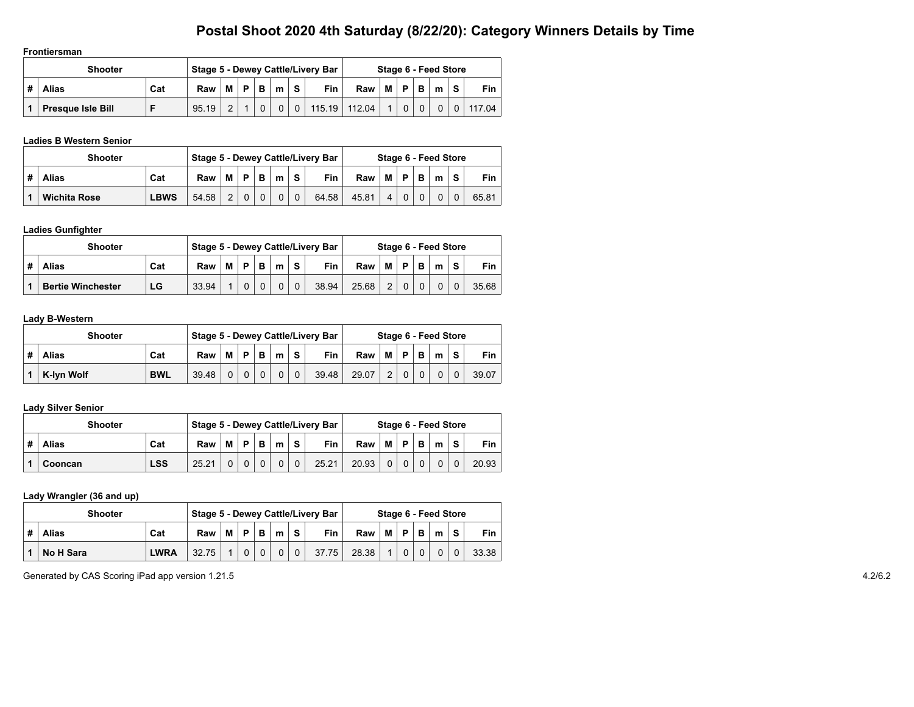# Postal Shoot 2020 4th Saturday (8/22/20): Category Winners Details by Time

**Frontiersman**

| Shooter | | | Stage 5 - Dewey Cattle/Livery Bar | | | | | | | Stage 6 - Feed Store | | | | | | |
|---|---|---|---|---|---|---|---|---|---|---|---|---|---|---|---|---|
| # | Alias | Cat | Raw | M | P | B | m | S | Fin | Raw | M | P | B | m | S | Fin |
| 1 | Presque Isle Bill | F | 95.19 | 2 | 1 | 0 | 0 | 0 | 115.19 | 112.04 | 1 | 0 | 0 | 0 | 0 | 117.04 |

**Ladies B Western Senior**

| Shooter | | | Stage 5 - Dewey Cattle/Livery Bar | | | | | | | Stage 6 - Feed Store | | | | | | |
|---|---|---|---|---|---|---|---|---|---|---|---|---|---|---|---|---|
| # | Alias | Cat | Raw | M | P | B | m | S | Fin | Raw | M | P | B | m | S | Fin |
| 1 | Wichita Rose | LBWS | 54.58 | 2 | 0 | 0 | 0 | 0 | 64.58 | 45.81 | 4 | 0 | 0 | 0 | 0 | 65.81 |

**Ladies Gunfighter**

| Shooter | | | Stage 5 - Dewey Cattle/Livery Bar | | | | | | | Stage 6 - Feed Store | | | | | | |
|---|---|---|---|---|---|---|---|---|---|---|---|---|---|---|---|---|
| # | Alias | Cat | Raw | M | P | B | m | S | Fin | Raw | M | P | B | m | S | Fin |
| 1 | Bertie Winchester | LG | 33.94 | 1 | 0 | 0 | 0 | 0 | 38.94 | 25.68 | 2 | 0 | 0 | 0 | 0 | 35.68 |

**Lady B-Western**

| Shooter | | | Stage 5 - Dewey Cattle/Livery Bar | | | | | | | Stage 6 - Feed Store | | | | | | |
|---|---|---|---|---|---|---|---|---|---|---|---|---|---|---|---|---|
| # | Alias | Cat | Raw | M | P | B | m | S | Fin | Raw | M | P | B | m | S | Fin |
| 1 | K-lyn Wolf | BWL | 39.48 | 0 | 0 | 0 | 0 | 0 | 39.48 | 29.07 | 2 | 0 | 0 | 0 | 0 | 39.07 |

**Lady Silver Senior**

| Shooter | | | Stage 5 - Dewey Cattle/Livery Bar | | | | | | | Stage 6 - Feed Store | | | | | | |
|---|---|---|---|---|---|---|---|---|---|---|---|---|---|---|---|---|
| # | Alias | Cat | Raw | M | P | B | m | S | Fin | Raw | M | P | B | m | S | Fin |
| 1 | Cooncan | LSS | 25.21 | 0 | 0 | 0 | 0 | 0 | 25.21 | 20.93 | 0 | 0 | 0 | 0 | 0 | 20.93 |

**Lady Wrangler (36 and up)**

| Shooter | | | Stage 5 - Dewey Cattle/Livery Bar | | | | | | | Stage 6 - Feed Store | | | | | | |
|---|---|---|---|---|---|---|---|---|---|---|---|---|---|---|---|---|
| # | Alias | Cat | Raw | M | P | B | m | S | Fin | Raw | M | P | B | m | S | Fin |
| 1 | No H Sara | LWRA | 32.75 | 1 | 0 | 0 | 0 | 0 | 37.75 | 28.38 | 1 | 0 | 0 | 0 | 0 | 33.38 |

Generated by CAS Scoring iPad app version 1.21.5 4.2/6.2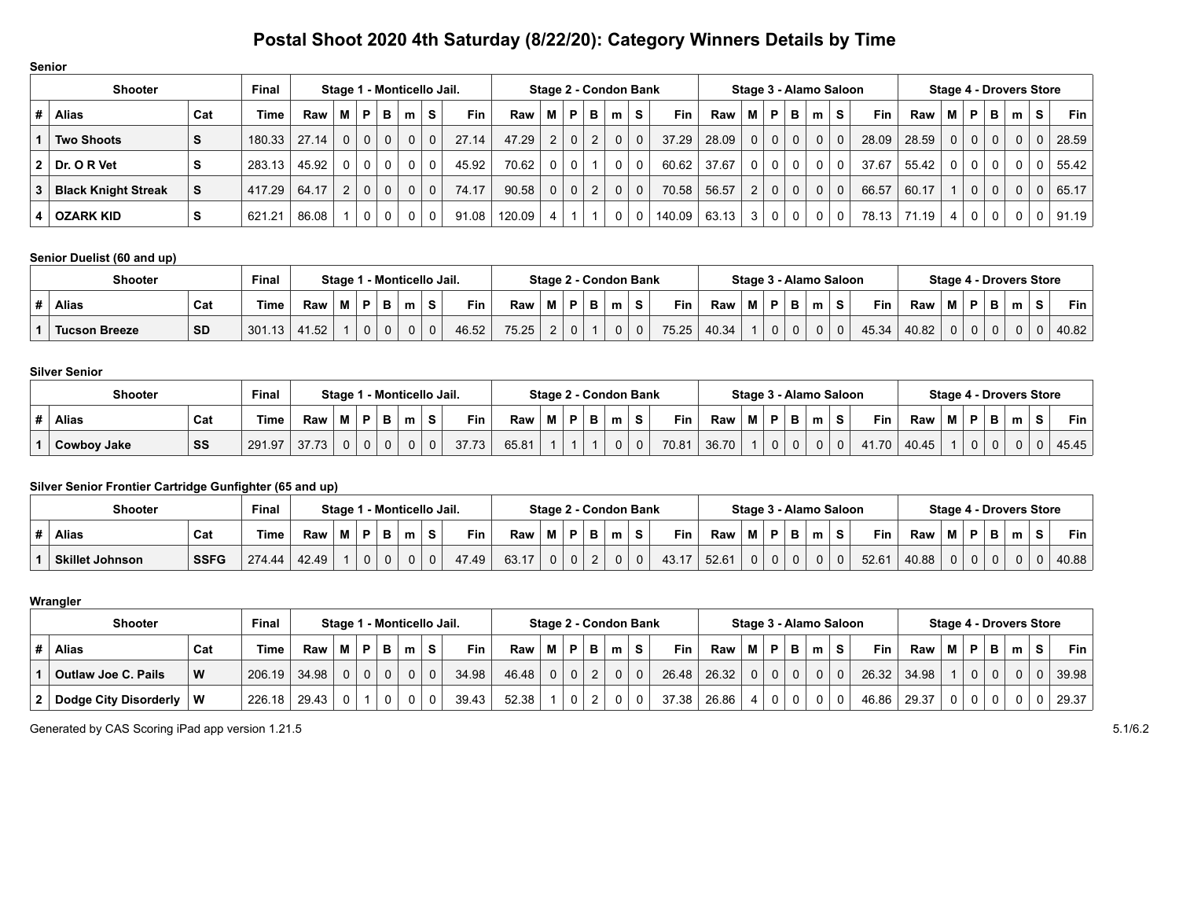# Postal Shoot 2020 4th Saturday (8/22/20): Category Winners Details by Time

**Senior**

| Shooter | | | Final | Stage 1 - Monticello Jail. | | | | | | | Stage 2 - Condon Bank | | | | | | | Stage 3 - Alamo Saloon | | | | | | | Stage 4 - Drovers Store | | | | | | |
|---|---|---|---|---|---|---|---|---|---|---|---|---|---|---|---|---|---|---|---|---|---|---|---|---|---|---|---|---|---|---|---|
| # | Alias | Cat | Time | Raw | M | P | B | m | S | Fin | Raw | M | P | B | m | S | Fin | Raw | M | P | B | m | S | Fin | Raw | M | P | B | m | S | Fin |
| 1 | Two Shoots | S | 180.33 | 27.14 | 0 | 0 | 0 | 0 | 0 | 27.14 | 47.29 | 2 | 0 | 2 | 0 | 0 | 37.29 | 28.09 | 0 | 0 | 0 | 0 | 0 | 28.09 | 28.59 | 0 | 0 | 0 | 0 | 0 | 28.59 |
| 2 | Dr. O R Vet | S | 283.13 | 45.92 | 0 | 0 | 0 | 0 | 0 | 45.92 | 70.62 | 0 | 0 | 1 | 0 | 0 | 60.62 | 37.67 | 0 | 0 | 0 | 0 | 0 | 37.67 | 55.42 | 0 | 0 | 0 | 0 | 0 | 55.42 |
| 3 | Black Knight Streak | S | 417.29 | 64.17 | 2 | 0 | 0 | 0 | 0 | 74.17 | 90.58 | 0 | 0 | 2 | 0 | 0 | 70.58 | 56.57 | 2 | 0 | 0 | 0 | 0 | 66.57 | 60.17 | 1 | 0 | 0 | 0 | 0 | 65.17 |
| 4 | OZARK KID | S | 621.21 | 86.08 | 1 | 0 | 0 | 0 | 0 | 91.08 | 120.09 | 4 | 1 | 1 | 0 | 0 | 140.09 | 63.13 | 3 | 0 | 0 | 0 | 0 | 78.13 | 71.19 | 4 | 0 | 0 | 0 | 0 | 91.19 |

**Senior Duelist (60 and up)**

| Shooter | | | Final | Stage 1 - Monticello Jail. | | | | | | | Stage 2 - Condon Bank | | | | | | | Stage 3 - Alamo Saloon | | | | | | | Stage 4 - Drovers Store | | | | | | |
|---|---|---|---|---|---|---|---|---|---|---|---|---|---|---|---|---|---|---|---|---|---|---|---|---|---|---|---|---|---|---|---|
| # | Alias | Cat | Time | Raw | M | P | B | m | S | Fin | Raw | M | P | B | m | S | Fin | Raw | M | P | B | m | S | Fin | Raw | M | P | B | m | S | Fin |
| 1 | Tucson Breeze | SD | 301.13 | 41.52 | 1 | 0 | 0 | 0 | 0 | 46.52 | 75.25 | 2 | 0 | 1 | 0 | 0 | 75.25 | 40.34 | 1 | 0 | 0 | 0 | 0 | 45.34 | 40.82 | 0 | 0 | 0 | 0 | 0 | 40.82 |

**Silver Senior**

| Shooter | | | Final | Stage 1 - Monticello Jail. | | | | | | | Stage 2 - Condon Bank | | | | | | | Stage 3 - Alamo Saloon | | | | | | | Stage 4 - Drovers Store | | | | | | |
|---|---|---|---|---|---|---|---|---|---|---|---|---|---|---|---|---|---|---|---|---|---|---|---|---|---|---|---|---|---|---|---|
| # | Alias | Cat | Time | Raw | M | P | B | m | S | Fin | Raw | M | P | B | m | S | Fin | Raw | M | P | B | m | S | Fin | Raw | M | P | B | m | S | Fin |
| 1 | Cowboy Jake | SS | 291.97 | 37.73 | 0 | 0 | 0 | 0 | 0 | 37.73 | 65.81 | 1 | 1 | 1 | 0 | 0 | 70.81 | 36.70 | 1 | 0 | 0 | 0 | 0 | 41.70 | 40.45 | 1 | 0 | 0 | 0 | 0 | 45.45 |

**Silver Senior Frontier Cartridge Gunfighter (65 and up)**

| Shooter | | | Final | Stage 1 - Monticello Jail. | | | | | | | Stage 2 - Condon Bank | | | | | | | Stage 3 - Alamo Saloon | | | | | | | Stage 4 - Drovers Store | | | | | | |
|---|---|---|---|---|---|---|---|---|---|---|---|---|---|---|---|---|---|---|---|---|---|---|---|---|---|---|---|---|---|---|---|
| # | Alias | Cat | Time | Raw | M | P | B | m | S | Fin | Raw | M | P | B | m | S | Fin | Raw | M | P | B | m | S | Fin | Raw | M | P | B | m | S | Fin |
| 1 | Skillet Johnson | SSFG | 274.44 | 42.49 | 1 | 0 | 0 | 0 | 0 | 47.49 | 63.17 | 0 | 0 | 2 | 0 | 0 | 43.17 | 52.61 | 0 | 0 | 0 | 0 | 0 | 52.61 | 40.88 | 0 | 0 | 0 | 0 | 0 | 40.88 |

**Wrangler**

| Shooter | | | Final | Stage 1 - Monticello Jail. | | | | | | | Stage 2 - Condon Bank | | | | | | | Stage 3 - Alamo Saloon | | | | | | | Stage 4 - Drovers Store | | | | | | |
|---|---|---|---|---|---|---|---|---|---|---|---|---|---|---|---|---|---|---|---|---|---|---|---|---|---|---|---|---|---|---|---|
| # | Alias | Cat | Time | Raw | M | P | B | m | S | Fin | Raw | M | P | B | m | S | Fin | Raw | M | P | B | m | S | Fin | Raw | M | P | B | m | S | Fin |
| 1 | Outlaw Joe C. Pails | W | 206.19 | 34.98 | 0 | 0 | 0 | 0 | 0 | 34.98 | 46.48 | 0 | 0 | 2 | 0 | 0 | 26.48 | 26.32 | 0 | 0 | 0 | 0 | 0 | 26.32 | 34.98 | 1 | 0 | 0 | 0 | 0 | 39.98 |
| 2 | Dodge City Disorderly | W | 226.18 | 29.43 | 0 | 1 | 0 | 0 | 0 | 39.43 | 52.38 | 1 | 0 | 2 | 0 | 0 | 37.38 | 26.86 | 4 | 0 | 0 | 0 | 0 | 46.86 | 29.37 | 0 | 0 | 0 | 0 | 0 | 29.37 |

Generated by CAS Scoring iPad app version 1.21.5

5.1/6.2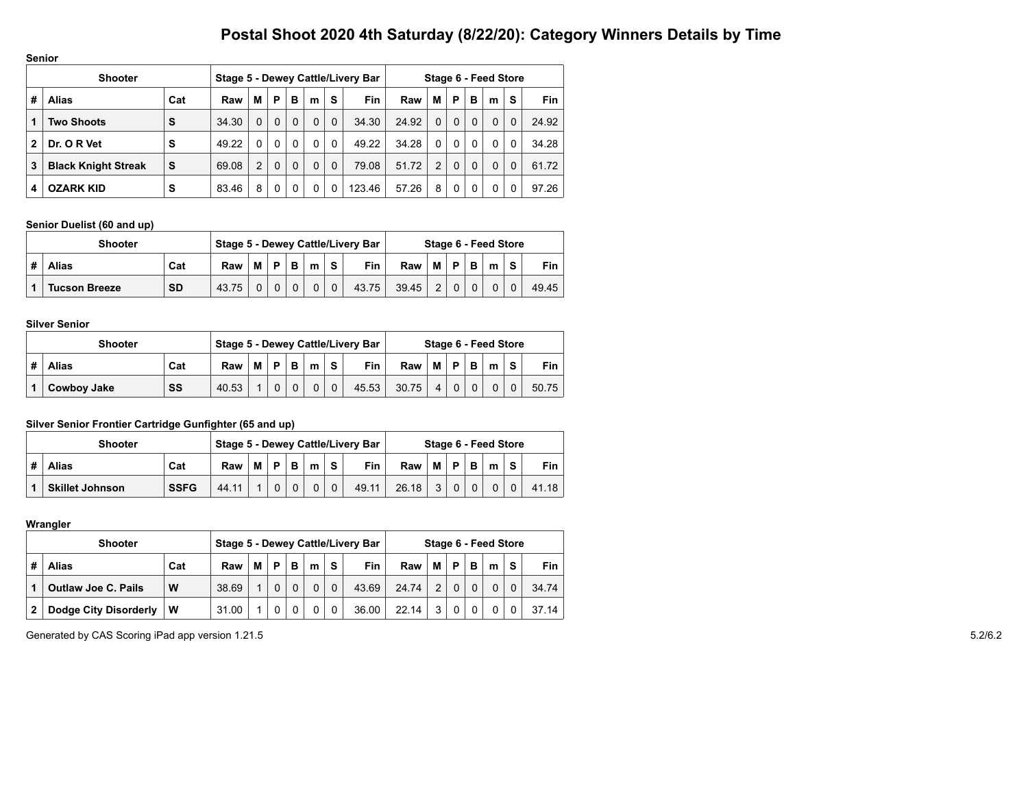# Postal Shoot 2020 4th Saturday (8/22/20): Category Winners Details by Time

**Senior**

| Shooter | | | Stage 5 - Dewey Cattle/Livery Bar | | | | | | | Stage 6 - Feed Store | | | | | | |
|---|---|---|---|---|---|---|---|---|---|---|---|---|---|---|---|---|
| # | Alias | Cat | Raw | M | P | B | m | S | Fin | Raw | M | P | B | m | S | Fin |
| 1 | **Two Shoots** | **S** | 34.30 | 0 | 0 | 0 | 0 | 0 | 34.30 | 24.92 | 0 | 0 | 0 | 0 | 0 | 24.92 |
| 2 | **Dr. O R Vet** | **S** | 49.22 | 0 | 0 | 0 | 0 | 0 | 49.22 | 34.28 | 0 | 0 | 0 | 0 | 0 | 34.28 |
| 3 | **Black Knight Streak** | **S** | 69.08 | 2 | 0 | 0 | 0 | 0 | 79.08 | 51.72 | 2 | 0 | 0 | 0 | 0 | 61.72 |
| 4 | **OZARK KID** | **S** | 83.46 | 8 | 0 | 0 | 0 | 0 | 123.46 | 57.26 | 8 | 0 | 0 | 0 | 0 | 97.26 |

**Senior Duelist (60 and up)**

| Shooter | | | Stage 5 - Dewey Cattle/Livery Bar | | | | | | | Stage 6 - Feed Store | | | | | | |
|---|---|---|---|---|---|---|---|---|---|---|---|---|---|---|---|---|
| # | Alias | Cat | Raw | M | P | B | m | S | Fin | Raw | M | P | B | m | S | Fin |
| 1 | **Tucson Breeze** | **SD** | 43.75 | 0 | 0 | 0 | 0 | 0 | 43.75 | 39.45 | 2 | 0 | 0 | 0 | 0 | 49.45 |

**Silver Senior**

| Shooter | | | Stage 5 - Dewey Cattle/Livery Bar | | | | | | | Stage 6 - Feed Store | | | | | | |
|---|---|---|---|---|---|---|---|---|---|---|---|---|---|---|---|---|
| # | Alias | Cat | Raw | M | P | B | m | S | Fin | Raw | M | P | B | m | S | Fin |
| 1 | **Cowboy Jake** | **SS** | 40.53 | 1 | 0 | 0 | 0 | 0 | 45.53 | 30.75 | 4 | 0 | 0 | 0 | 0 | 50.75 |

**Silver Senior Frontier Cartridge Gunfighter (65 and up)**

| Shooter | | | Stage 5 - Dewey Cattle/Livery Bar | | | | | | | Stage 6 - Feed Store | | | | | | |
|---|---|---|---|---|---|---|---|---|---|---|---|---|---|---|---|---|
| # | Alias | Cat | Raw | M | P | B | m | S | Fin | Raw | M | P | B | m | S | Fin |
| 1 | **Skillet Johnson** | **SSFG** | 44.11 | 1 | 0 | 0 | 0 | 0 | 49.11 | 26.18 | 3 | 0 | 0 | 0 | 0 | 41.18 |

**Wrangler**

| Shooter | | | Stage 5 - Dewey Cattle/Livery Bar | | | | | | | Stage 6 - Feed Store | | | | | | |
|---|---|---|---|---|---|---|---|---|---|---|---|---|---|---|---|---|
| # | Alias | Cat | Raw | M | P | B | m | S | Fin | Raw | M | P | B | m | S | Fin |
| 1 | **Outlaw Joe C. Pails** | **W** | 38.69 | 1 | 0 | 0 | 0 | 0 | 43.69 | 24.74 | 2 | 0 | 0 | 0 | 0 | 34.74 |
| 2 | **Dodge City Disorderly** | **W** | 31.00 | 1 | 0 | 0 | 0 | 0 | 36.00 | 22.14 | 3 | 0 | 0 | 0 | 0 | 37.14 |

Generated by CAS Scoring iPad app version 1.21.5

5.2/6.2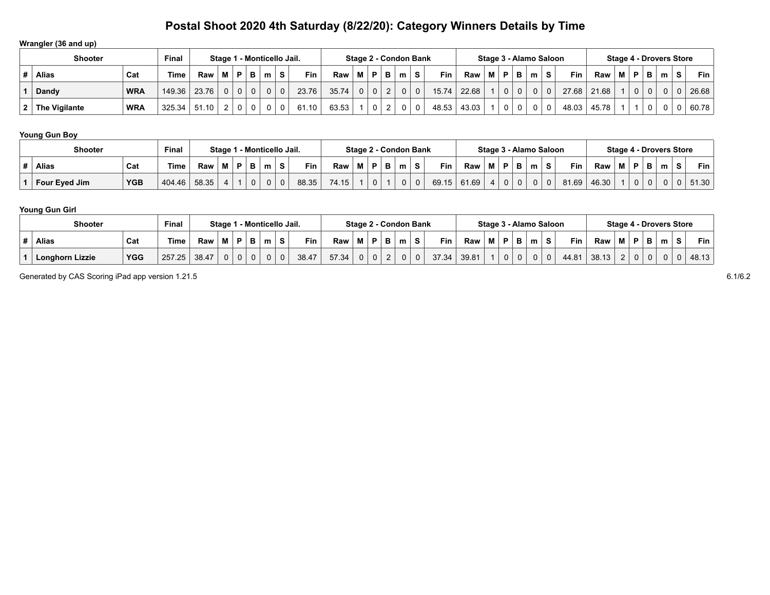# Postal Shoot 2020 4th Saturday (8/22/20): Category Winners Details by Time

**Wrangler (36 and up)**

| Shooter | | | Final | Stage 1 - Monticello Jail. | | | | | | | Stage 2 - Condon Bank | | | | | | | Stage 3 - Alamo Saloon | | | | | | | Stage 4 - Drovers Store | | | | | | |
|---|---|---|---|---|---|---|---|---|---|---|---|---|---|---|---|---|---|---|---|---|---|---|---|---|---|---|---|---|---|---|---|
| # | Alias | Cat | Time | Raw | M | P | B | m | S | Fin | Raw | M | P | B | m | S | Fin | Raw | M | P | B | m | S | Fin | Raw | M | P | B | m | S | Fin |
| 1 | Dandy | WRA | 149.36 | 23.76 | 0 | 0 | 0 | 0 | 0 | 23.76 | 35.74 | 0 | 0 | 2 | 0 | 0 | 15.74 | 22.68 | 1 | 0 | 0 | 0 | 0 | 27.68 | 21.68 | 1 | 0 | 0 | 0 | 0 | 26.68 |
| 2 | The Vigilante | WRA | 325.34 | 51.10 | 2 | 0 | 0 | 0 | 0 | 61.10 | 63.53 | 1 | 0 | 2 | 0 | 0 | 48.53 | 43.03 | 1 | 0 | 0 | 0 | 0 | 48.03 | 45.78 | 1 | 1 | 0 | 0 | 0 | 60.78 |

**Young Gun Boy**

| Shooter | | | Final | Stage 1 - Monticello Jail. | | | | | | | Stage 2 - Condon Bank | | | | | | | Stage 3 - Alamo Saloon | | | | | | | Stage 4 - Drovers Store | | | | | | |
|---|---|---|---|---|---|---|---|---|---|---|---|---|---|---|---|---|---|---|---|---|---|---|---|---|---|---|---|---|---|---|---|
| # | Alias | Cat | Time | Raw | M | P | B | m | S | Fin | Raw | M | P | B | m | S | Fin | Raw | M | P | B | m | S | Fin | Raw | M | P | B | m | S | Fin |
| 1 | Four Eyed Jim | YGB | 404.46 | 58.35 | 4 | 1 | 0 | 0 | 0 | 88.35 | 74.15 | 1 | 0 | 1 | 0 | 0 | 69.15 | 61.69 | 4 | 0 | 0 | 0 | 0 | 81.69 | 46.30 | 1 | 0 | 0 | 0 | 0 | 51.30 |

**Young Gun Girl**

| Shooter | | | Final | Stage 1 - Monticello Jail. | | | | | | | Stage 2 - Condon Bank | | | | | | | Stage 3 - Alamo Saloon | | | | | | | Stage 4 - Drovers Store | | | | | | |
|---|---|---|---|---|---|---|---|---|---|---|---|---|---|---|---|---|---|---|---|---|---|---|---|---|---|---|---|---|---|---|---|
| # | Alias | Cat | Time | Raw | M | P | B | m | S | Fin | Raw | M | P | B | m | S | Fin | Raw | M | P | B | m | S | Fin | Raw | M | P | B | m | S | Fin |
| 1 | Longhorn Lizzie | YGG | 257.25 | 38.47 | 0 | 0 | 0 | 0 | 0 | 38.47 | 57.34 | 0 | 0 | 2 | 0 | 0 | 37.34 | 39.81 | 1 | 0 | 0 | 0 | 0 | 44.81 | 38.13 | 2 | 0 | 0 | 0 | 0 | 48.13 |

Generated by CAS Scoring iPad app version 1.21.5

6.1/6.2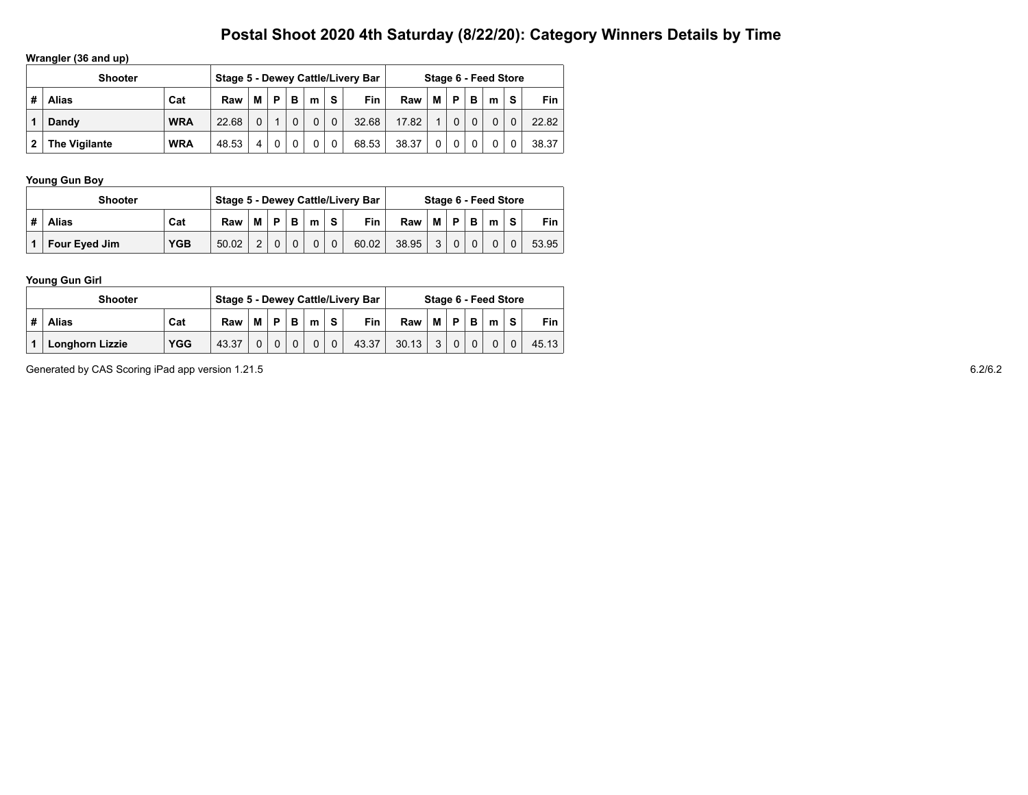# Postal Shoot 2020 4th Saturday (8/22/20): Category Winners Details by Time

### Wrangler (36 and up)

| Shooter | | | Stage 5 - Dewey Cattle/Livery Bar | | | | | | | Stage 6 - Feed Store | | | | | | |
|---|---|---|---|---|---|---|---|---|---|---|---|---|---|---|---|---|
| # | Alias | Cat | Raw | M | P | B | m | S | Fin | Raw | M | P | B | m | S | Fin |
| 1 | Dandy | WRA | 22.68 | 0 | 1 | 0 | 0 | 0 | 32.68 | 17.82 | 1 | 0 | 0 | 0 | 0 | 22.82 |
| 2 | The Vigilante | WRA | 48.53 | 4 | 0 | 0 | 0 | 0 | 68.53 | 38.37 | 0 | 0 | 0 | 0 | 0 | 38.37 |

### Young Gun Boy

| Shooter | | | Stage 5 - Dewey Cattle/Livery Bar | | | | | | | Stage 6 - Feed Store | | | | | | |
|---|---|---|---|---|---|---|---|---|---|---|---|---|---|---|---|---|
| # | Alias | Cat | Raw | M | P | B | m | S | Fin | Raw | M | P | B | m | S | Fin |
| 1 | Four Eyed Jim | YGB | 50.02 | 2 | 0 | 0 | 0 | 0 | 60.02 | 38.95 | 3 | 0 | 0 | 0 | 0 | 53.95 |

### Young Gun Girl

| Shooter | | | Stage 5 - Dewey Cattle/Livery Bar | | | | | | | Stage 6 - Feed Store | | | | | | |
|---|---|---|---|---|---|---|---|---|---|---|---|---|---|---|---|---|
| # | Alias | Cat | Raw | M | P | B | m | S | Fin | Raw | M | P | B | m | S | Fin |
| 1 | Longhorn Lizzie | YGG | 43.37 | 0 | 0 | 0 | 0 | 0 | 43.37 | 30.13 | 3 | 0 | 0 | 0 | 0 | 45.13 |

Generated by CAS Scoring iPad app version 1.21.5

6.2/6.2